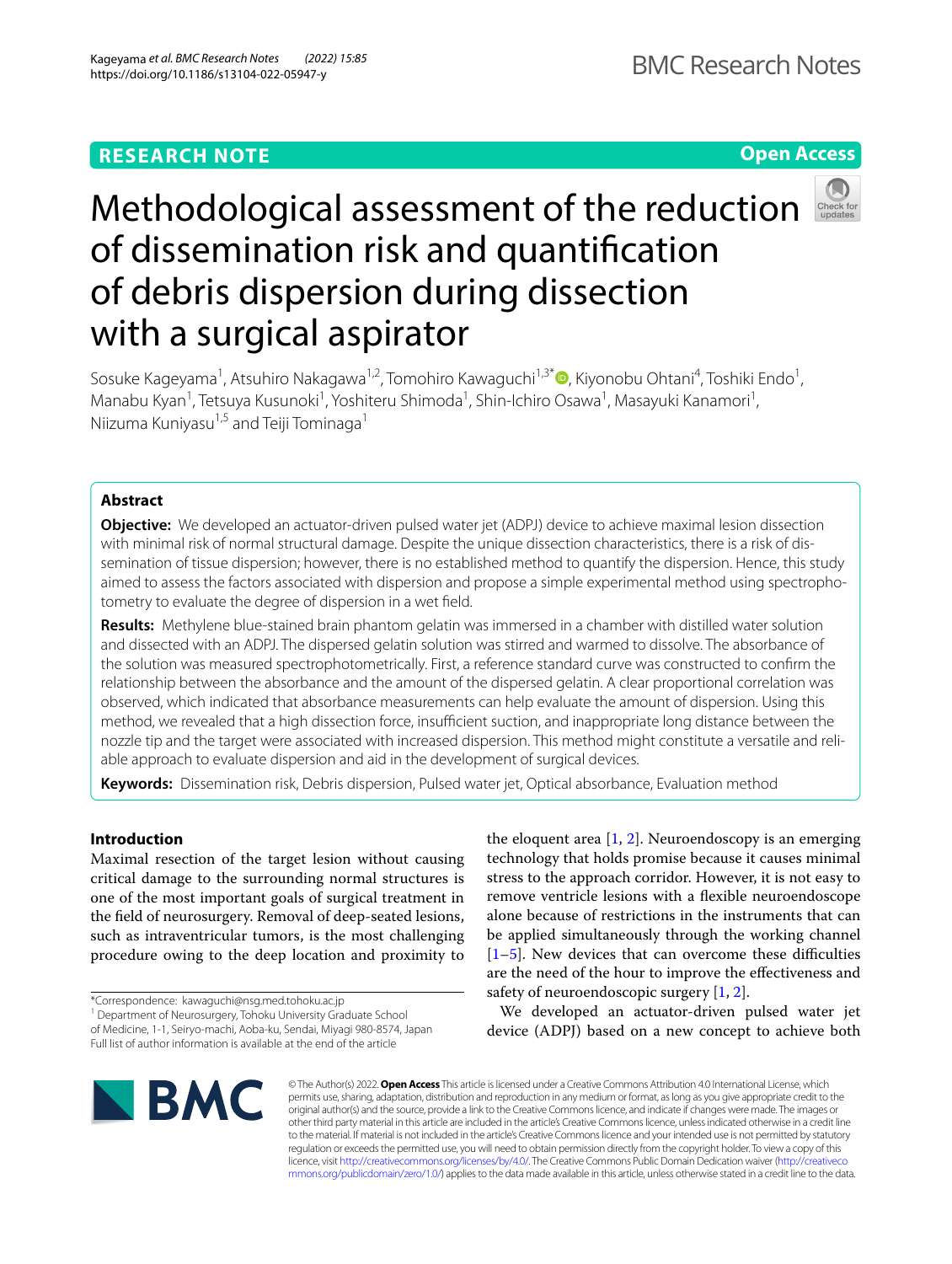RESEARCH NOTE

Open Access

# Methodological assessment of the reduction of dissemination risk and quantification of debris dispersion during dissection with a surgical aspirator

Sosuke Kageyama[1], Atsuhiro Nakagawa[1,2], Tomohiro Kawaguchi[1,3*], Kiyonobu Ohtani[4], Toshiki Endo[1], Manabu Kyan[1], Tetsuya Kusunoki[1], Yoshiteru Shimoda[1], Shin-Ichiro Osawa[1], Masayuki Kanamori[1], Niizuma Kuniyasu[1,5] and Teiji Tominaga[1]

## Abstract

**Objective:** We developed an actuator-driven pulsed water jet (ADPJ) device to achieve maximal lesion dissection with minimal risk of normal structural damage. Despite the unique dissection characteristics, there is a risk of dissemination of tissue dispersion; however, there is no established method to quantify the dispersion. Hence, this study aimed to assess the factors associated with dispersion and propose a simple experimental method using spectrophotometry to evaluate the degree of dispersion in a wet field.

**Results:** Methylene blue-stained brain phantom gelatin was immersed in a chamber with distilled water solution and dissected with an ADPJ. The dispersed gelatin solution was stirred and warmed to dissolve. The absorbance of the solution was measured spectrophotometrically. First, a reference standard curve was constructed to confirm the relationship between the absorbance and the amount of the dispersed gelatin. A clear proportional correlation was observed, which indicated that absorbance measurements can help evaluate the amount of dispersion. Using this method, we revealed that a high dissection force, insufficient suction, and inappropriate long distance between the nozzle tip and the target were associated with increased dispersion. This method might constitute a versatile and reliable approach to evaluate dispersion and aid in the development of surgical devices.

**Keywords:** Dissemination risk, Debris dispersion, Pulsed water jet, Optical absorbance, Evaluation method

## Introduction

Maximal resection of the target lesion without causing critical damage to the surrounding normal structures is one of the most important goals of surgical treatment in the field of neurosurgery. Removal of deep-seated lesions, such as intraventricular tumors, is the most challenging procedure owing to the deep location and proximity to the eloquent area [1, 2]. Neuroendoscopy is an emerging technology that holds promise because it causes minimal stress to the approach corridor. However, it is not easy to remove ventricle lesions with a flexible neuroendoscope alone because of restrictions in the instruments that can be applied simultaneously through the working channel [1–5]. New devices that can overcome these difficulties are the need of the hour to improve the effectiveness and safety of neuroendoscopic surgery [1, 2].

We developed an actuator-driven pulsed water jet device (ADPJ) based on a new concept to achieve both

*Correspondence: kawaguchi@nsg.med.tohoku.ac.jp
[1] Department of Neurosurgery, Tohoku University Graduate School of Medicine, 1-1, Seiryo-machi, Aoba-ku, Sendai, Miyagi 980-8574, Japan
Full list of author information is available at the end of the article

© The Author(s) 2022. **Open Access** This article is licensed under a Creative Commons Attribution 4.0 International License, which permits use, sharing, adaptation, distribution and reproduction in any medium or format, as long as you give appropriate credit to the original author(s) and the source, provide a link to the Creative Commons licence, and indicate if changes were made. The images or other third party material in this article are included in the article's Creative Commons licence, unless indicated otherwise in a credit line to the material. If material is not included in the article's Creative Commons licence and your intended use is not permitted by statutory regulation or exceeds the permitted use, you will need to obtain permission directly from the copyright holder. To view a copy of this licence, visit http://creativecommons.org/licenses/by/4.0/. The Creative Commons Public Domain Dedication waiver (http://creativecommons.org/publicdomain/zero/1.0/) applies to the data made available in this article, unless otherwise stated in a credit line to the data.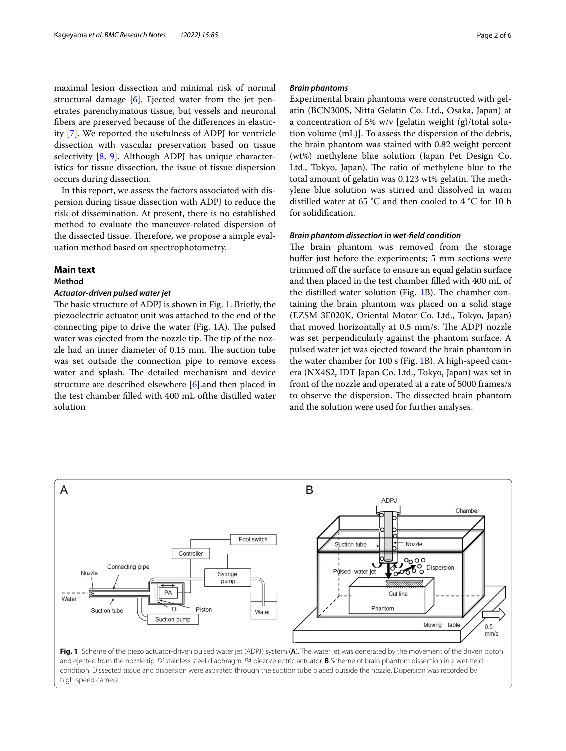maximal lesion dissection and minimal risk of normal structural damage [6]. Ejected water from the jet penetrates parenchymatous tissue, but vessels and neuronal fibers are preserved because of the differences in elasticity [7]. We reported the usefulness of ADPJ for ventricle dissection with vascular preservation based on tissue selectivity [8, 9]. Although ADPJ has unique characteristics for tissue dissection, the issue of tissue dispersion occurs during dissection.

In this report, we assess the factors associated with dispersion during tissue dissection with ADPJ to reduce the risk of dissemination. At present, there is no established method to evaluate the maneuver-related dispersion of the dissected tissue. Therefore, we propose a simple evaluation method based on spectrophotometry.

## Main text

### Method

#### *Actuator-driven pulsed water jet*

The basic structure of ADPJ is shown in Fig. 1. Briefly, the piezoelectric actuator unit was attached to the end of the connecting pipe to drive the water (Fig. 1A). The pulsed water was ejected from the nozzle tip. The tip of the nozzle had an inner diameter of 0.15 mm. The suction tube was set outside the connection pipe to remove excess water and splash. The detailed mechanism and device structure are described elsewhere [6].and then placed in the test chamber filled with 400 mL ofthe distilled water solution

#### *Brain phantoms*

Experimental brain phantoms were constructed with gelatin (BCN300S, Nitta Gelatin Co. Ltd., Osaka, Japan) at a concentration of 5% w/v [gelatin weight (g)/total solution volume (mL)]. To assess the dispersion of the debris, the brain phantom was stained with 0.82 weight percent (wt%) methylene blue solution (Japan Pet Design Co. Ltd., Tokyo, Japan). The ratio of methylene blue to the total amount of gelatin was 0.123 wt% gelatin. The methylene blue solution was stirred and dissolved in warm distilled water at 65 °C and then cooled to 4 °C for 10 h for solidification.

#### *Brain phantom dissection in wet-field condition*

The brain phantom was removed from the storage buffer just before the experiments; 5 mm sections were trimmed off the surface to ensure an equal gelatin surface and then placed in the test chamber filled with 400 mL of the distilled water solution (Fig. 1B). The chamber containing the brain phantom was placed on a solid stage (EZSM 3E020K, Oriental Motor Co. Ltd., Tokyo, Japan) that moved horizontally at 0.5 mm/s. The ADPJ nozzle was set perpendicularly against the phantom surface. A pulsed water jet was ejected toward the brain phantom in the water chamber for 100 s (Fig. 1B). A high-speed camera (NX4S2, IDT Japan Co. Ltd., Tokyo, Japan) was set in front of the nozzle and operated at a rate of 5000 frames/s to observe the dispersion. The dissected brain phantom and the solution were used for further analyses.

**Fig. 1** Scheme of the piezo actuator-driven pulsed water jet (ADPJ) system (**A**). The water jet was generated by the movement of the driven piston and ejected from the nozzle tip. *Di* stainless steel diaphragm, *PA* piezo/electric actuator. **B** Scheme of brain phantom dissection in a wet-field condition. Dissected tissue and dispersion were aspirated through the suction tube placed outside the nozzle. Dispersion was recorded by high-speed camera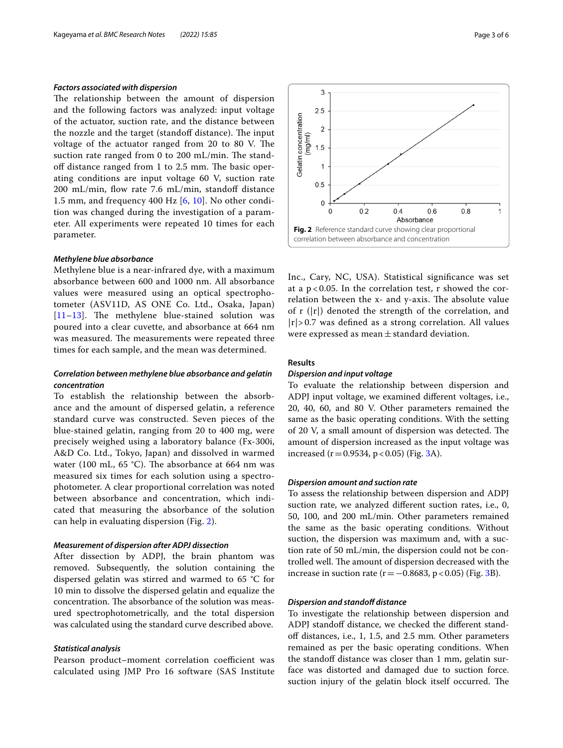### Factors associated with dispersion

The relationship between the amount of dispersion and the following factors was analyzed: input voltage of the actuator, suction rate, and the distance between the nozzle and the target (standoff distance). The input voltage of the actuator ranged from 20 to 80 V. The suction rate ranged from 0 to 200 mL/min. The standoff distance ranged from 1 to 2.5 mm. The basic operating conditions are input voltage 60 V, suction rate 200 mL/min, flow rate 7.6 mL/min, standoff distance 1.5 mm, and frequency 400 Hz [6, 10]. No other condition was changed during the investigation of a parameter. All experiments were repeated 10 times for each parameter.

### Methylene blue absorbance

Methylene blue is a near-infrared dye, with a maximum absorbance between 600 and 1000 nm. All absorbance values were measured using an optical spectrophotometer (ASV11D, AS ONE Co. Ltd., Osaka, Japan) [11–13]. The methylene blue-stained solution was poured into a clear cuvette, and absorbance at 664 nm was measured. The measurements were repeated three times for each sample, and the mean was determined.

### Correlation between methylene blue absorbance and gelatin concentration

To establish the relationship between the absorbance and the amount of dispersed gelatin, a reference standard curve was constructed. Seven pieces of the blue-stained gelatin, ranging from 20 to 400 mg, were precisely weighed using a laboratory balance (Fx-300i, A&D Co. Ltd., Tokyo, Japan) and dissolved in warmed water (100 mL, 65 °C). The absorbance at 664 nm was measured six times for each solution using a spectrophotometer. A clear proportional correlation was noted between absorbance and concentration, which indicated that measuring the absorbance of the solution can help in evaluating dispersion (Fig. 2).

**Fig. 2** Reference standard curve showing clear proportional correlation between absorbance and concentration

### Measurement of dispersion after ADPJ dissection

After dissection by ADPJ, the brain phantom was removed. Subsequently, the solution containing the dispersed gelatin was stirred and warmed to 65 °C for 10 min to dissolve the dispersed gelatin and equalize the concentration. The absorbance of the solution was measured spectrophotometrically, and the total dispersion was calculated using the standard curve described above.

### Statistical analysis

Pearson product–moment correlation coefficient was calculated using JMP Pro 16 software (SAS Institute Inc., Cary, NC, USA). Statistical significance was set at a $p < 0.05$. In the correlation test, r showed the correlation between the x- and y-axis. The absolute value of r ($|r|$) denoted the strength of the correlation, and $|r| > 0.7$ was defined as a strong correlation. All values were expressed as mean ± standard deviation.

## Results

### Dispersion and input voltage

To evaluate the relationship between dispersion and ADPJ input voltage, we examined different voltages, i.e., 20, 40, 60, and 80 V. Other parameters remained the same as the basic operating conditions. With the setting of 20 V, a small amount of dispersion was detected. The amount of dispersion increased as the input voltage was increased ($r = 0.9534$, $p < 0.05$) (Fig. 3A).

### Dispersion amount and suction rate

To assess the relationship between dispersion and ADPJ suction rate, we analyzed different suction rates, i.e., 0, 50, 100, and 200 mL/min. Other parameters remained the same as the basic operating conditions. Without suction, the dispersion was maximum and, with a suction rate of 50 mL/min, the dispersion could not be controlled well. The amount of dispersion decreased with the increase in suction rate ($r = -0.8683$, $p < 0.05$) (Fig. 3B).

### Dispersion and standoff distance

To investigate the relationship between dispersion and ADPJ standoff distance, we checked the different standoff distances, i.e., 1, 1.5, and 2.5 mm. Other parameters remained as per the basic operating conditions. When the standoff distance was closer than 1 mm, gelatin surface was distorted and damaged due to suction force. suction injury of the gelatin block itself occurred. The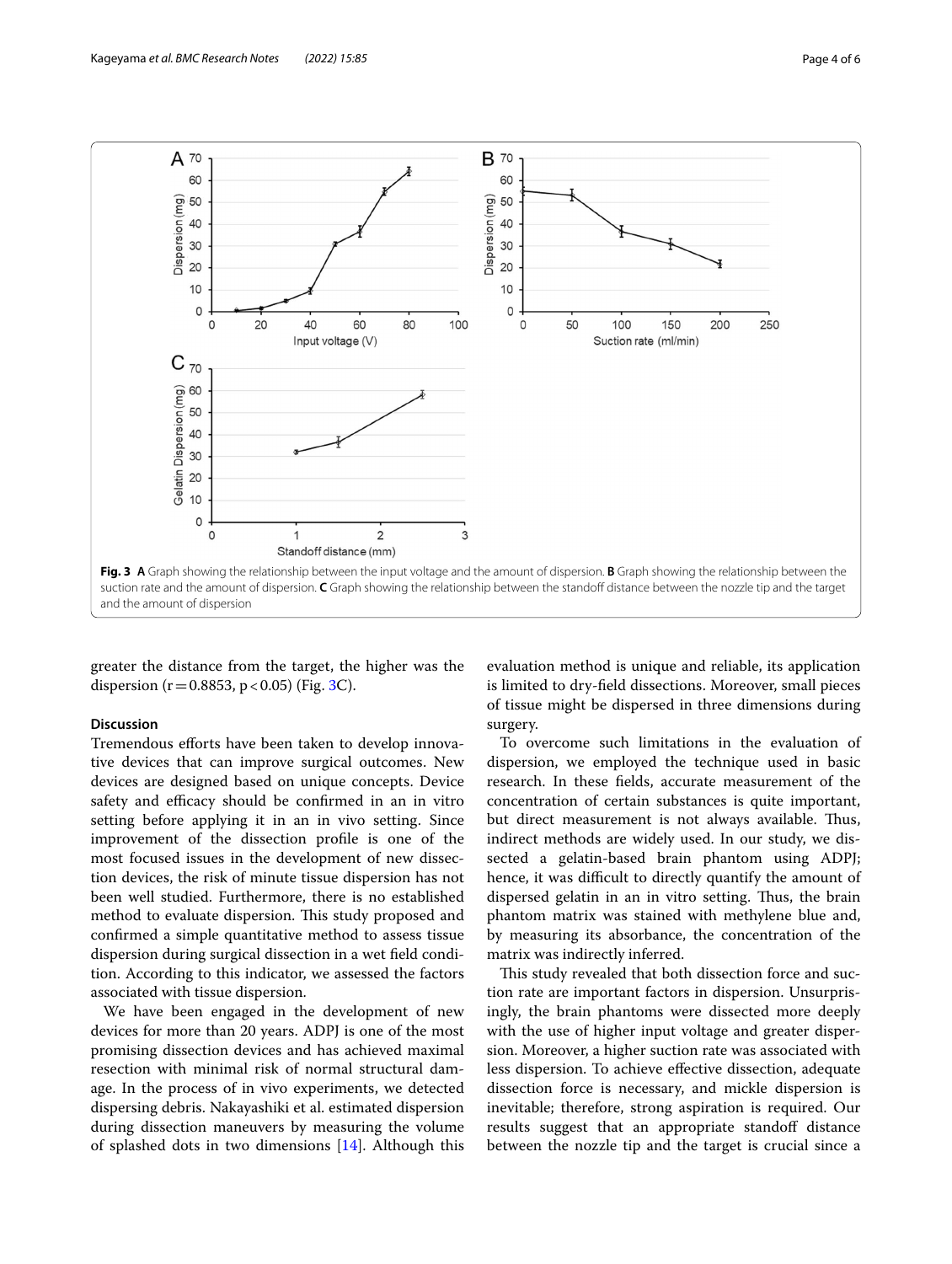Fig. 3 **A** Graph showing the relationship between the input voltage and the amount of dispersion. **B** Graph showing the relationship between the suction rate and the amount of dispersion. **C** Graph showing the relationship between the standoff distance between the nozzle tip and the target and the amount of dispersion

greater the distance from the target, the higher was the dispersion ($r = 0.8853$, $p < 0.05$) (Fig. 3C).

## Discussion

Tremendous efforts have been taken to develop innovative devices that can improve surgical outcomes. New devices are designed based on unique concepts. Device safety and efficacy should be confirmed in an in vitro setting before applying it in an in vivo setting. Since improvement of the dissection profile is one of the most focused issues in the development of new dissection devices, the risk of minute tissue dispersion has not been well studied. Furthermore, there is no established method to evaluate dispersion. This study proposed and confirmed a simple quantitative method to assess tissue dispersion during surgical dissection in a wet field condition. According to this indicator, we assessed the factors associated with tissue dispersion.

We have been engaged in the development of new devices for more than 20 years. ADPJ is one of the most promising dissection devices and has achieved maximal resection with minimal risk of normal structural damage. In the process of in vivo experiments, we detected dispersing debris. Nakayashiki et al. estimated dispersion during dissection maneuvers by measuring the volume of splashed dots in two dimensions [14]. Although this evaluation method is unique and reliable, its application is limited to dry-field dissections. Moreover, small pieces of tissue might be dispersed in three dimensions during surgery.

To overcome such limitations in the evaluation of dispersion, we employed the technique used in basic research. In these fields, accurate measurement of the concentration of certain substances is quite important, but direct measurement is not always available. Thus, indirect methods are widely used. In our study, we dissected a gelatin-based brain phantom using ADPJ; hence, it was difficult to directly quantify the amount of dispersed gelatin in an in vitro setting. Thus, the brain phantom matrix was stained with methylene blue and, by measuring its absorbance, the concentration of the matrix was indirectly inferred.

This study revealed that both dissection force and suction rate are important factors in dispersion. Unsurprisingly, the brain phantoms were dissected more deeply with the use of higher input voltage and greater dispersion. Moreover, a higher suction rate was associated with less dispersion. To achieve effective dissection, adequate dissection force is necessary, and mickle dispersion is inevitable; therefore, strong aspiration is required. Our results suggest that an appropriate standoff distance between the nozzle tip and the target is crucial since a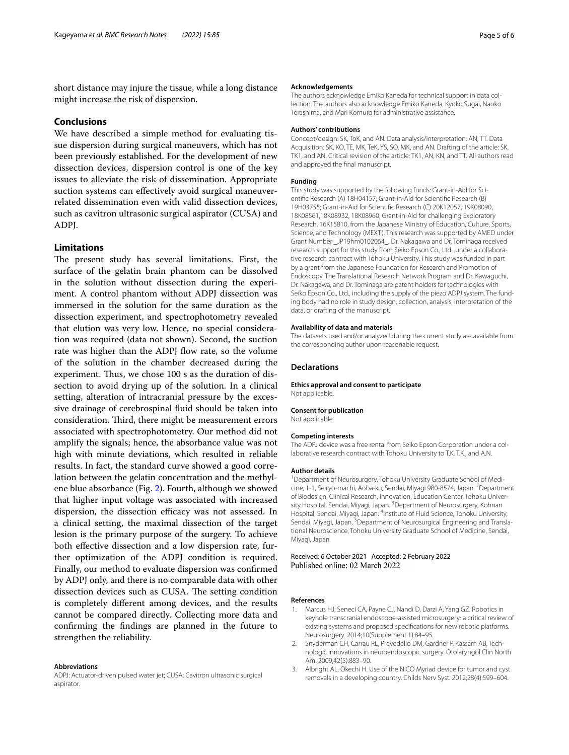short distance may injure the tissue, while a long distance might increase the risk of dispersion.

## Conclusions

We have described a simple method for evaluating tissue dispersion during surgical maneuvers, which has not been previously established. For the development of new dissection devices, dispersion control is one of the key issues to alleviate the risk of dissemination. Appropriate suction systems can effectively avoid surgical maneuver-related dissemination even with valid dissection devices, such as cavitron ultrasonic surgical aspirator (CUSA) and ADPJ.

## Limitations

The present study has several limitations. First, the surface of the gelatin brain phantom can be dissolved in the solution without dissection during the experiment. A control phantom without ADPJ dissection was immersed in the solution for the same duration as the dissection experiment, and spectrophotometry revealed that elution was very low. Hence, no special consideration was required (data not shown). Second, the suction rate was higher than the ADPJ flow rate, so the volume of the solution in the chamber decreased during the experiment. Thus, we chose 100 s as the duration of dissection to avoid drying up of the solution. In a clinical setting, alteration of intracranial pressure by the excessive drainage of cerebrospinal fluid should be taken into consideration. Third, there might be measurement errors associated with spectrophotometry. Our method did not amplify the signals; hence, the absorbance value was not high with minute deviations, which resulted in reliable results. In fact, the standard curve showed a good correlation between the gelatin concentration and the methylene blue absorbance (Fig. 2). Fourth, although we showed that higher input voltage was associated with increased dispersion, the dissection efficacy was not assessed. In a clinical setting, the maximal dissection of the target lesion is the primary purpose of the surgery. To achieve both effective dissection and a low dispersion rate, further optimization of the ADPJ condition is required. Finally, our method to evaluate dispersion was confirmed by ADPJ only, and there is no comparable data with other dissection devices such as CUSA. The setting condition is completely different among devices, and the results cannot be compared directly. Collecting more data and confirming the findings are planned in the future to strengthen the reliability.

#### Abbreviations

ADPJ: Actuator-driven pulsed water jet; CUSA: Cavitron ultrasonic surgical aspirator.

#### Acknowledgements

The authors acknowledge Emiko Kaneda for technical support in data collection. The authors also acknowledge Emiko Kaneda, Kyoko Sugai, Naoko Terashima, and Mari Komuro for administrative assistance.

#### Authors' contributions

Concept/design: SK, ToK, and AN. Data analysis/interpretation: AN, TT. Data Acquisition: SK, KO, TE, MK, TeK, YS, SO, MK, and AN. Drafting of the article: SK, TK1, and AN. Critical revision of the article: TK1, AN, KN, and TT. All authors read and approved the final manuscript.

#### Funding

This study was supported by the following funds: Grant-in-Aid for Scientific Research (A) 18H04157; Grant-in-Aid for Scientific Research (B) 19H03755; Grant-in-Aid for Scientific Research (C) 20K12057, 19K08090, 18K08561,18K08932, 18K08960; Grant-in-Aid for challenging Exploratory Research, 16K15810, from the Japanese Ministry of Education, Culture, Sports, Science, and Technology (MEXT). This research was supported by AMED under Grant Number _JP19hm0102064_. Dr. Nakagawa and Dr. Tominaga received research support for this study from Seiko Epson Co., Ltd., under a collaborative research contract with Tohoku University. This study was funded in part by a grant from the Japanese Foundation for Research and Promotion of Endoscopy. The Translational Research Network Program and Dr. Kawaguchi, Dr. Nakagawa, and Dr. Tominaga are patent holders for technologies with Seiko Epson Co., Ltd., including the supply of the piezo ADPJ system. The funding body had no role in study design, collection, analysis, interpretation of the data, or drafting of the manuscript.

#### Availability of data and materials

The datasets used and/or analyzed during the current study are available from the corresponding author upon reasonable request.

## Declarations

#### Ethics approval and consent to participate

Not applicable.

#### Consent for publication

Not applicable.

#### Competing interests

The ADPJ device was a free rental from Seiko Epson Corporation under a collaborative research contract with Tohoku University to T.K, T.K., and A.N.

#### Author details

[1]Department of Neurosurgery, Tohoku University Graduate School of Medicine, 1-1, Seiryo-machi, Aoba-ku, Sendai, Miyagi 980-8574, Japan. [2]Department of Biodesign, Clinical Research, Innovation, Education Center, Tohoku University Hospital, Sendai, Miyagi, Japan. [3]Department of Neurosurgery, Kohnan Hospital, Sendai, Miyagi, Japan. [4]Institute of Fluid Science, Tohoku University, Sendai, Miyagi, Japan. [5]Department of Neurosurgical Engineering and Translational Neuroscience, Tohoku University Graduate School of Medicine, Sendai, Miyagi, Japan.

Received: 6 October 2021 Accepted: 2 February 2022
Published online: 02 March 2022

#### References

1. Marcus HJ, Seneci CA, Payne CJ, Nandi D, Darzi A, Yang GZ. Robotics in keyhole transcranial endoscope-assisted microsurgery: a critical review of existing systems and proposed specifications for new robotic platforms. Neurosurgery. 2014;10(Supplement 1):84–95.
2. Snyderman CH, Carrau RL, Prevedello DM, Gardner P, Kassam AB. Technologic innovations in neuroendoscopic surgery. Otolaryngol Clin North Am. 2009;42(5):883–90.
3. Albright AL, Okechi H. Use of the NICO Myriad device for tumor and cyst removals in a developing country. Childs Nerv Syst. 2012;28(4):599–604.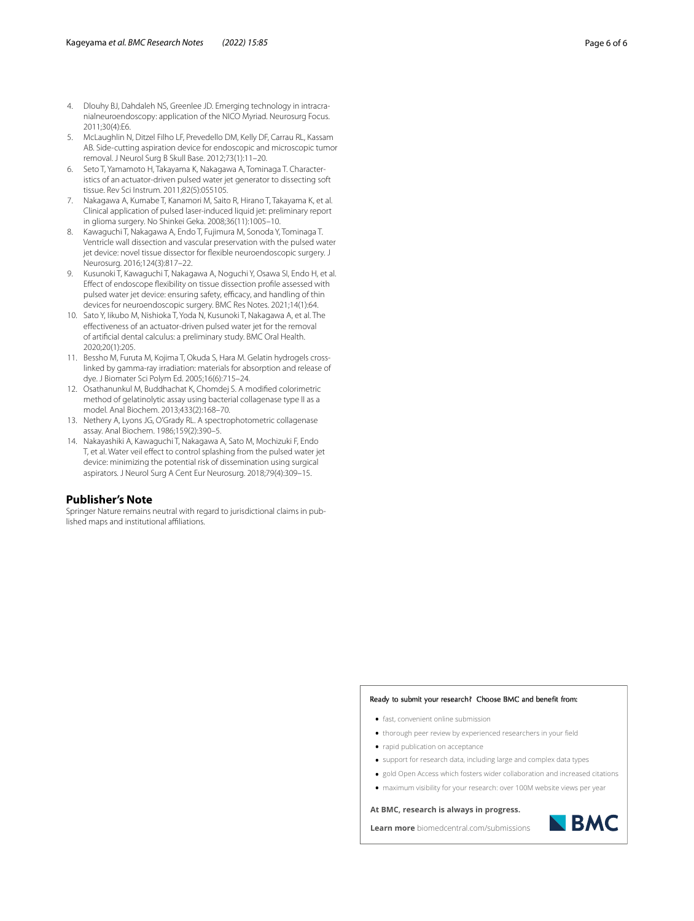4. Dlouhy BJ, Dahdaleh NS, Greenlee JD. Emerging technology in intracranialneuroendoscopy: application of the NICO Myriad. Neurosurg Focus. 2011;30(4):E6.
5. McLaughlin N, Ditzel Filho LF, Prevedello DM, Kelly DF, Carrau RL, Kassam AB. Side-cutting aspiration device for endoscopic and microscopic tumor removal. J Neurol Surg B Skull Base. 2012;73(1):11–20.
6. Seto T, Yamamoto H, Takayama K, Nakagawa A, Tominaga T. Characteristics of an actuator-driven pulsed water jet generator to dissecting soft tissue. Rev Sci Instrum. 2011;82(5):055105.
7. Nakagawa A, Kumabe T, Kanamori M, Saito R, Hirano T, Takayama K, et al. Clinical application of pulsed laser-induced liquid jet: preliminary report in glioma surgery. No Shinkei Geka. 2008;36(11):1005–10.
8. Kawaguchi T, Nakagawa A, Endo T, Fujimura M, Sonoda Y, Tominaga T. Ventricle wall dissection and vascular preservation with the pulsed water jet device: novel tissue dissector for flexible neuroendoscopic surgery. J Neurosurg. 2016;124(3):817–22.
9. Kusunoki T, Kawaguchi T, Nakagawa A, Noguchi Y, Osawa SI, Endo H, et al. Effect of endoscope flexibility on tissue dissection profile assessed with pulsed water jet device: ensuring safety, efficacy, and handling of thin devices for neuroendoscopic surgery. BMC Res Notes. 2021;14(1):64.
10. Sato Y, Iikubo M, Nishioka T, Yoda N, Kusunoki T, Nakagawa A, et al. The effectiveness of an actuator-driven pulsed water jet for the removal of artificial dental calculus: a preliminary study. BMC Oral Health. 2020;20(1):205.
11. Bessho M, Furuta M, Kojima T, Okuda S, Hara M. Gelatin hydrogels cross-linked by gamma-ray irradiation: materials for absorption and release of dye. J Biomater Sci Polym Ed. 2005;16(6):715–24.
12. Osathanunkul M, Buddhachat K, Chomdej S. A modified colorimetric method of gelatinolytic assay using bacterial collagenase type II as a model. Anal Biochem. 2013;433(2):168–70.
13. Nethery A, Lyons JG, O'Grady RL. A spectrophotometric collagenase assay. Anal Biochem. 1986;159(2):390–5.
14. Nakayashiki A, Kawaguchi T, Nakagawa A, Sato M, Mochizuki F, Endo T, et al. Water veil effect to control splashing from the pulsed water jet device: minimizing the potential risk of dissemination using surgical aspirators. J Neurol Surg A Cent Eur Neurosurg. 2018;79(4):309–15.

## Publisher's Note

Springer Nature remains neutral with regard to jurisdictional claims in published maps and institutional affiliations.

Ready to submit your research? Choose BMC and benefit from:

- fast, convenient online submission
- thorough peer review by experienced researchers in your field
- rapid publication on acceptance
- support for research data, including large and complex data types
- gold Open Access which fosters wider collaboration and increased citations
- maximum visibility for your research: over 100M website views per year

**At BMC, research is always in progress.**

**Learn more** biomedcentral.com/submissions

BMC